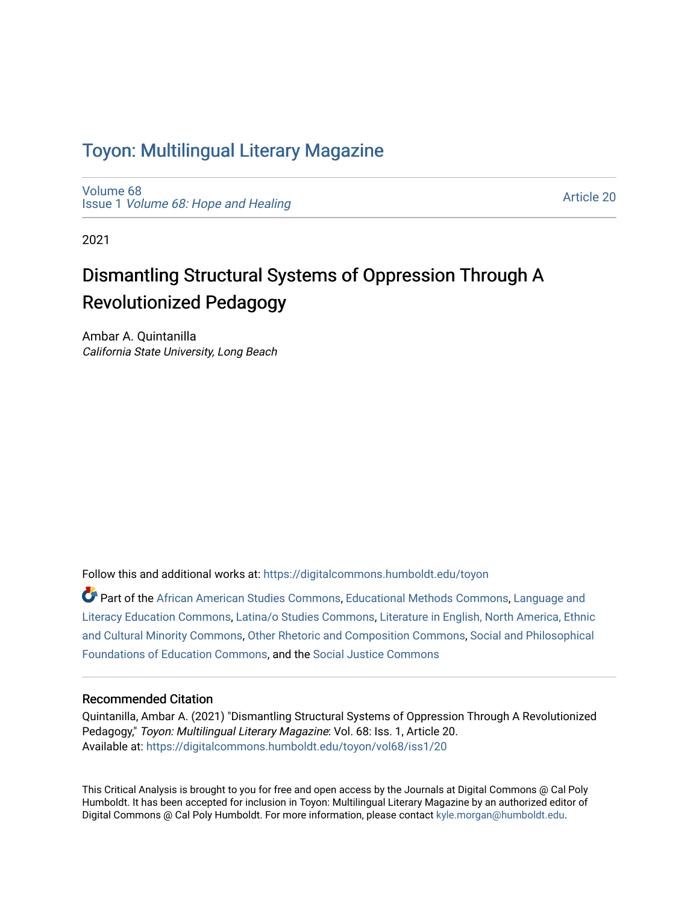# Toyon: Multilingual Literary Magazine

Volume 68
Issue 1 *Volume 68: Hope and Healing*

Article 20

2021

## Dismantling Structural Systems of Oppression Through A Revolutionized Pedagogy

Ambar A. Quintanilla
*California State University, Long Beach*

Follow this and additional works at: https://digitalcommons.humboldt.edu/toyon

Part of the African American Studies Commons, Educational Methods Commons, Language and Literacy Education Commons, Latina/o Studies Commons, Literature in English, North America, Ethnic and Cultural Minority Commons, Other Rhetoric and Composition Commons, Social and Philosophical Foundations of Education Commons, and the Social Justice Commons

### Recommended Citation

Quintanilla, Ambar A. (2021) "Dismantling Structural Systems of Oppression Through A Revolutionized Pedagogy," *Toyon: Multilingual Literary Magazine*: Vol. 68: Iss. 1, Article 20.
Available at: https://digitalcommons.humboldt.edu/toyon/vol68/iss1/20

This Critical Analysis is brought to you for free and open access by the Journals at Digital Commons @ Cal Poly Humboldt. It has been accepted for inclusion in Toyon: Multilingual Literary Magazine by an authorized editor of Digital Commons @ Cal Poly Humboldt. For more information, please contact kyle.morgan@humboldt.edu.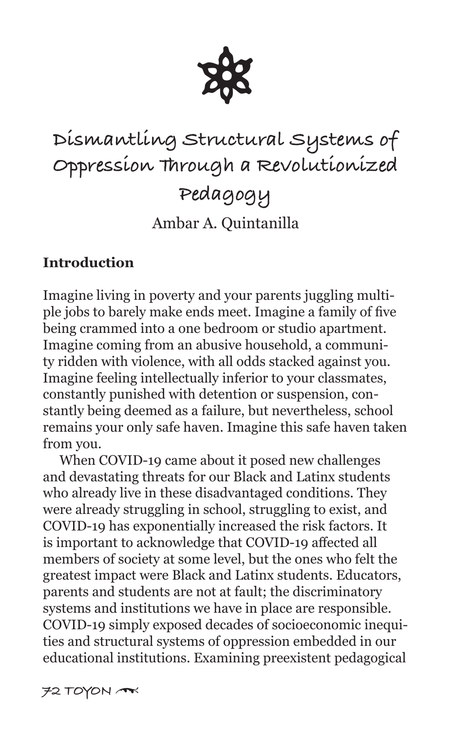# Dismantling Structural Systems of Oppression Through a Revolutionized Pedagogy

Ambar A. Quintanilla

## Introduction

Imagine living in poverty and your parents juggling multiple jobs to barely make ends meet. Imagine a family of five being crammed into a one bedroom or studio apartment. Imagine coming from an abusive household, a community ridden with violence, with all odds stacked against you. Imagine feeling intellectually inferior to your classmates, constantly punished with detention or suspension, constantly being deemed as a failure, but nevertheless, school remains your only safe haven. Imagine this safe haven taken from you.

When COVID-19 came about it posed new challenges and devastating threats for our Black and Latinx students who already live in these disadvantaged conditions. They were already struggling in school, struggling to exist, and COVID-19 has exponentially increased the risk factors. It is important to acknowledge that COVID-19 affected all members of society at some level, but the ones who felt the greatest impact were Black and Latinx students. Educators, parents and students are not at fault; the discriminatory systems and institutions we have in place are responsible. COVID-19 simply exposed decades of socioeconomic inequities and structural systems of oppression embedded in our educational institutions. Examining preexistent pedagogical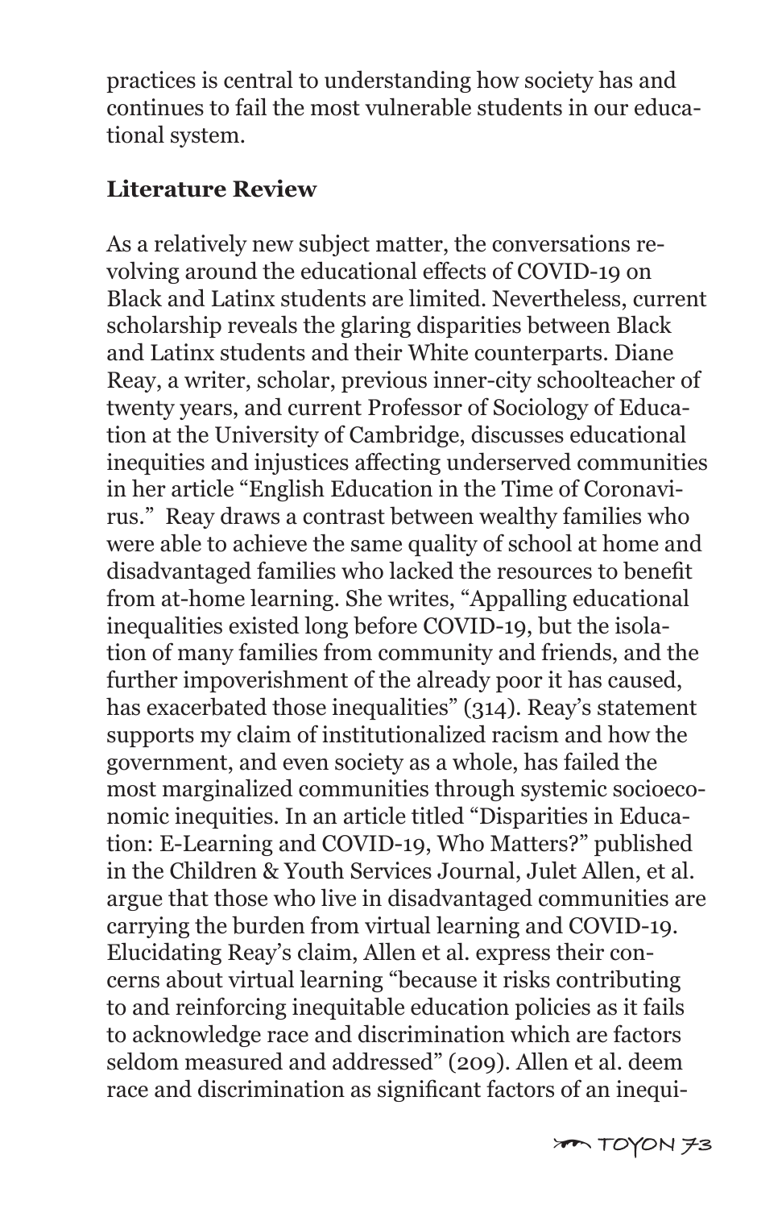practices is central to understanding how society has and continues to fail the most vulnerable students in our educational system.

**Literature Review**

As a relatively new subject matter, the conversations revolving around the educational effects of COVID-19 on Black and Latinx students are limited. Nevertheless, current scholarship reveals the glaring disparities between Black and Latinx students and their White counterparts. Diane Reay, a writer, scholar, previous inner-city schoolteacher of twenty years, and current Professor of Sociology of Education at the University of Cambridge, discusses educational inequities and injustices affecting underserved communities in her article "English Education in the Time of Coronavirus." Reay draws a contrast between wealthy families who were able to achieve the same quality of school at home and disadvantaged families who lacked the resources to benefit from at-home learning. She writes, "Appalling educational inequalities existed long before COVID-19, but the isolation of many families from community and friends, and the further impoverishment of the already poor it has caused, has exacerbated those inequalities" (314). Reay's statement supports my claim of institutionalized racism and how the government, and even society as a whole, has failed the most marginalized communities through systemic socioeconomic inequities. In an article titled "Disparities in Education: E-Learning and COVID-19, Who Matters?" published in the Children & Youth Services Journal, Julet Allen, et al. argue that those who live in disadvantaged communities are carrying the burden from virtual learning and COVID-19. Elucidating Reay's claim, Allen et al. express their concerns about virtual learning "because it risks contributing to and reinforcing inequitable education policies as it fails to acknowledge race and discrimination which are factors seldom measured and addressed" (209). Allen et al. deem race and discrimination as significant factors of an inequi-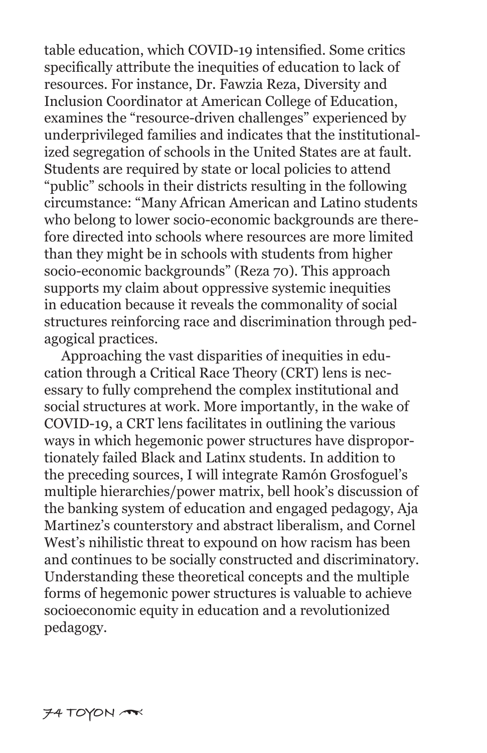table education, which COVID-19 intensified. Some critics specifically attribute the inequities of education to lack of resources. For instance, Dr. Fawzia Reza, Diversity and Inclusion Coordinator at American College of Education, examines the "resource-driven challenges" experienced by underprivileged families and indicates that the institutionalized segregation of schools in the United States are at fault. Students are required by state or local policies to attend "public" schools in their districts resulting in the following circumstance: "Many African American and Latino students who belong to lower socio-economic backgrounds are therefore directed into schools where resources are more limited than they might be in schools with students from higher socio-economic backgrounds" (Reza 70). This approach supports my claim about oppressive systemic inequities in education because it reveals the commonality of social structures reinforcing race and discrimination through pedagogical practices.

Approaching the vast disparities of inequities in education through a Critical Race Theory (CRT) lens is necessary to fully comprehend the complex institutional and social structures at work. More importantly, in the wake of COVID-19, a CRT lens facilitates in outlining the various ways in which hegemonic power structures have disproportionately failed Black and Latinx students. In addition to the preceding sources, I will integrate Ramón Grosfoguel's multiple hierarchies/power matrix, bell hook's discussion of the banking system of education and engaged pedagogy, Aja Martinez's counterstory and abstract liberalism, and Cornel West's nihilistic threat to expound on how racism has been and continues to be socially constructed and discriminatory. Understanding these theoretical concepts and the multiple forms of hegemonic power structures is valuable to achieve socioeconomic equity in education and a revolutionized pedagogy.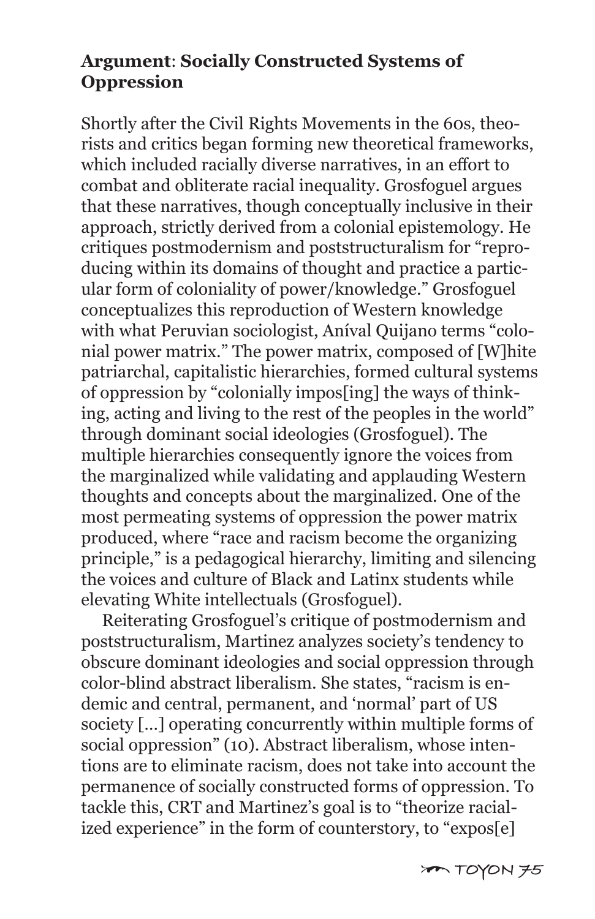**Argument**: **Socially Constructed Systems of Oppression**

Shortly after the Civil Rights Movements in the 60s, theorists and critics began forming new theoretical frameworks, which included racially diverse narratives, in an effort to combat and obliterate racial inequality. Grosfoguel argues that these narratives, though conceptually inclusive in their approach, strictly derived from a colonial epistemology. He critiques postmodernism and poststructuralism for "reproducing within its domains of thought and practice a particular form of coloniality of power/knowledge." Grosfoguel conceptualizes this reproduction of Western knowledge with what Peruvian sociologist, Aníval Quijano terms "colonial power matrix." The power matrix, composed of [W]hite patriarchal, capitalistic hierarchies, formed cultural systems of oppression by "colonially impos[ing] the ways of thinking, acting and living to the rest of the peoples in the world" through dominant social ideologies (Grosfoguel). The multiple hierarchies consequently ignore the voices from the marginalized while validating and applauding Western thoughts and concepts about the marginalized. One of the most permeating systems of oppression the power matrix produced, where "race and racism become the organizing principle," is a pedagogical hierarchy, limiting and silencing the voices and culture of Black and Latinx students while elevating White intellectuals (Grosfoguel).

Reiterating Grosfoguel's critique of postmodernism and poststructuralism, Martinez analyzes society's tendency to obscure dominant ideologies and social oppression through color-blind abstract liberalism. She states, "racism is endemic and central, permanent, and 'normal' part of US society [...] operating concurrently within multiple forms of social oppression" (10). Abstract liberalism, whose intentions are to eliminate racism, does not take into account the permanence of socially constructed forms of oppression. To tackle this, CRT and Martinez's goal is to "theorize racialized experience" in the form of counterstory, to "expos[e]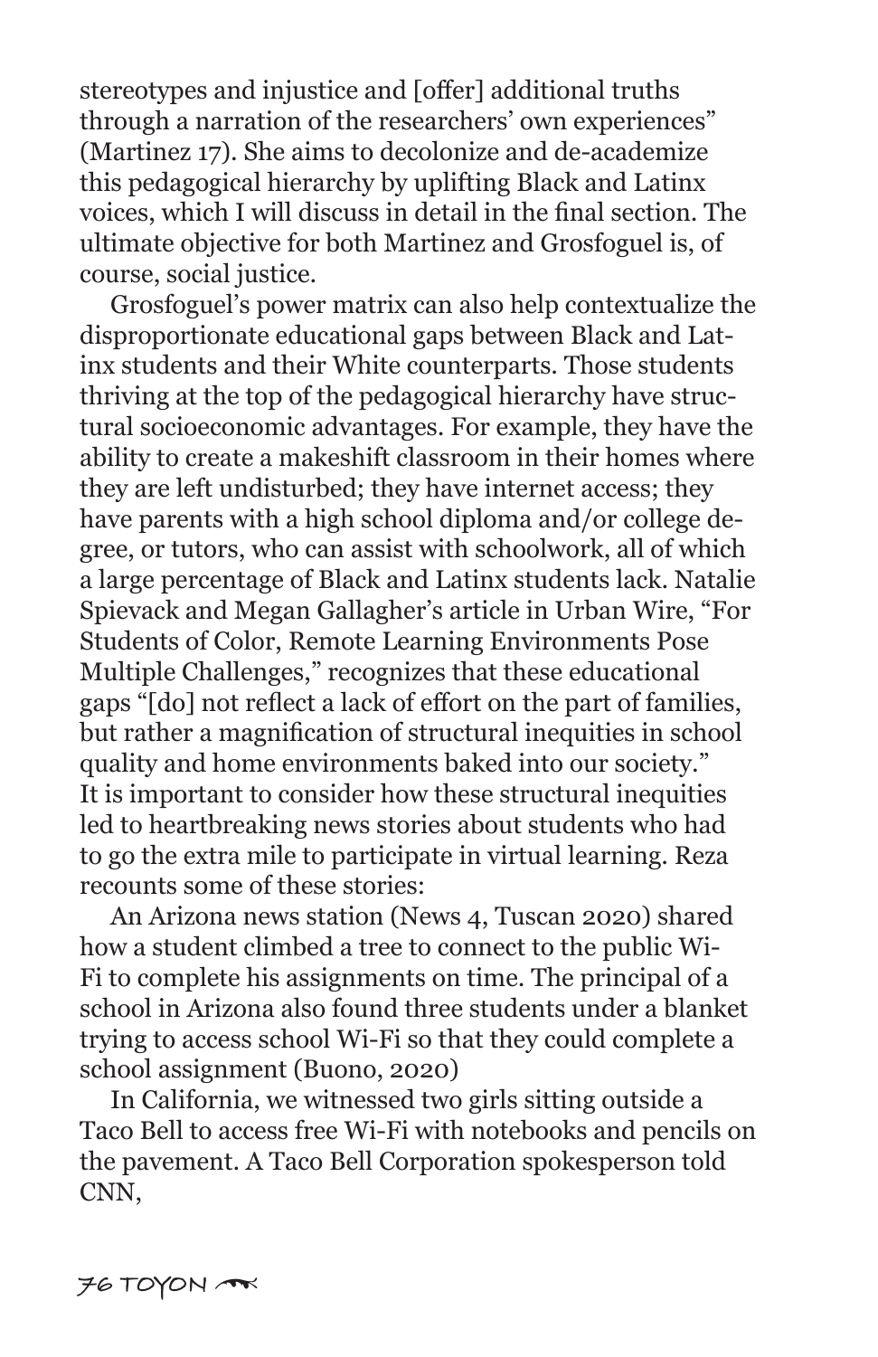stereotypes and injustice and [offer] additional truths through a narration of the researchers' own experiences" (Martinez 17). She aims to decolonize and de-academize this pedagogical hierarchy by uplifting Black and Latinx voices, which I will discuss in detail in the final section. The ultimate objective for both Martinez and Grosfoguel is, of course, social justice.

Grosfoguel's power matrix can also help contextualize the disproportionate educational gaps between Black and Latinx students and their White counterparts. Those students thriving at the top of the pedagogical hierarchy have structural socioeconomic advantages. For example, they have the ability to create a makeshift classroom in their homes where they are left undisturbed; they have internet access; they have parents with a high school diploma and/or college degree, or tutors, who can assist with schoolwork, all of which a large percentage of Black and Latinx students lack. Natalie Spievack and Megan Gallagher's article in Urban Wire, "For Students of Color, Remote Learning Environments Pose Multiple Challenges," recognizes that these educational gaps "[do] not reflect a lack of effort on the part of families, but rather a magnification of structural inequities in school quality and home environments baked into our society." It is important to consider how these structural inequities led to heartbreaking news stories about students who had to go the extra mile to participate in virtual learning. Reza recounts some of these stories:

An Arizona news station (News 4, Tuscan 2020) shared how a student climbed a tree to connect to the public Wi-Fi to complete his assignments on time. The principal of a school in Arizona also found three students under a blanket trying to access school Wi-Fi so that they could complete a school assignment (Buono, 2020)

In California, we witnessed two girls sitting outside a Taco Bell to access free Wi-Fi with notebooks and pencils on the pavement. A Taco Bell Corporation spokesperson told CNN,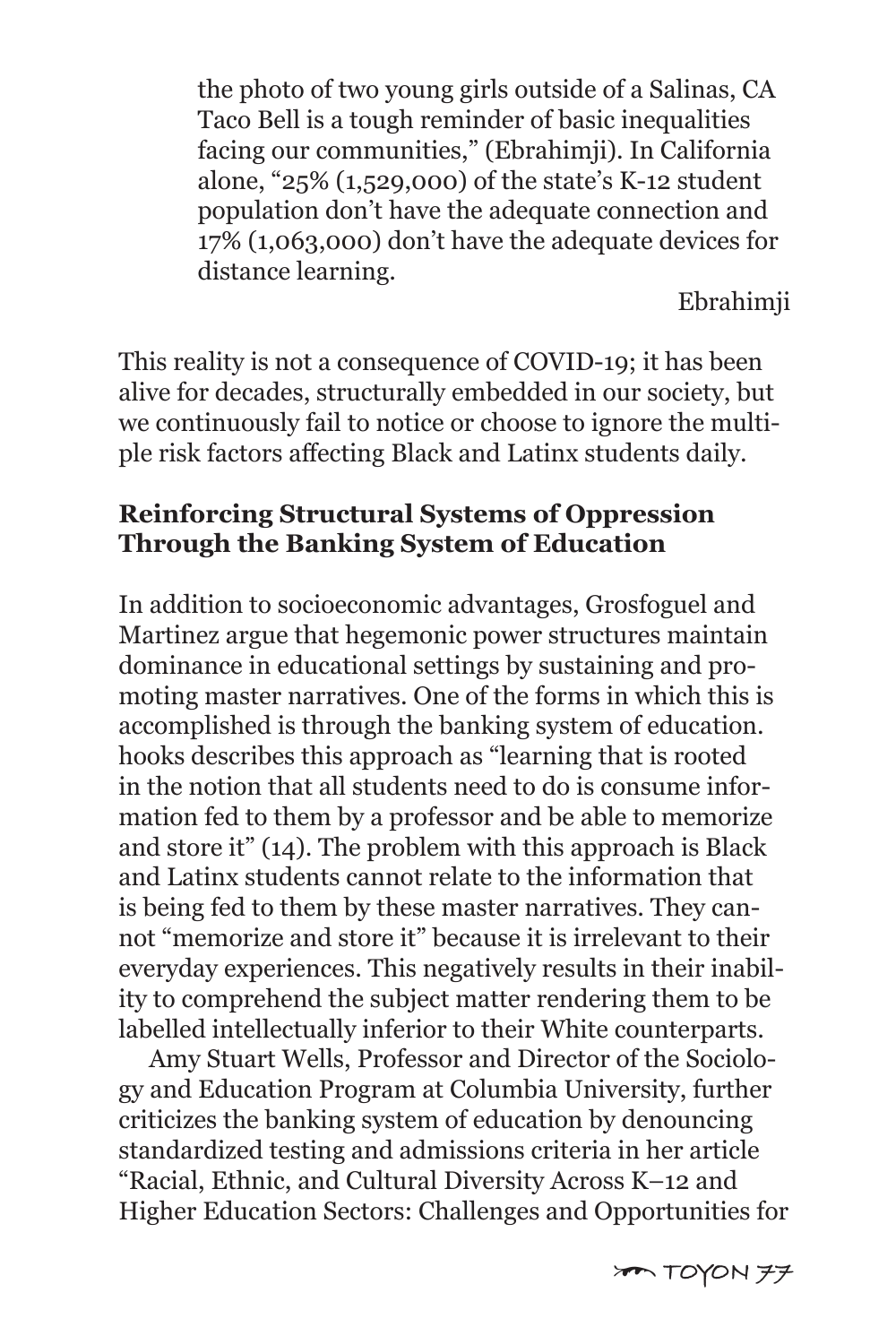> the photo of two young girls outside of a Salinas, CA Taco Bell is a tough reminder of basic inequalities facing our communities," (Ebrahimji). In California alone, "25% (1,529,000) of the state's K-12 student population don't have the adequate connection and 17% (1,063,000) don't have the adequate devices for distance learning.
>
> Ebrahimji

This reality is not a consequence of COVID-19; it has been alive for decades, structurally embedded in our society, but we continuously fail to notice or choose to ignore the multiple risk factors affecting Black and Latinx students daily.

**Reinforcing Structural Systems of Oppression Through the Banking System of Education**

In addition to socioeconomic advantages, Grosfoguel and Martinez argue that hegemonic power structures maintain dominance in educational settings by sustaining and promoting master narratives. One of the forms in which this is accomplished is through the banking system of education. hooks describes this approach as "learning that is rooted in the notion that all students need to do is consume information fed to them by a professor and be able to memorize and store it" (14). The problem with this approach is Black and Latinx students cannot relate to the information that is being fed to them by these master narratives. They cannot "memorize and store it" because it is irrelevant to their everyday experiences. This negatively results in their inability to comprehend the subject matter rendering them to be labelled intellectually inferior to their White counterparts.

Amy Stuart Wells, Professor and Director of the Sociology and Education Program at Columbia University, further criticizes the banking system of education by denouncing standardized testing and admissions criteria in her article "Racial, Ethnic, and Cultural Diversity Across K–12 and Higher Education Sectors: Challenges and Opportunities for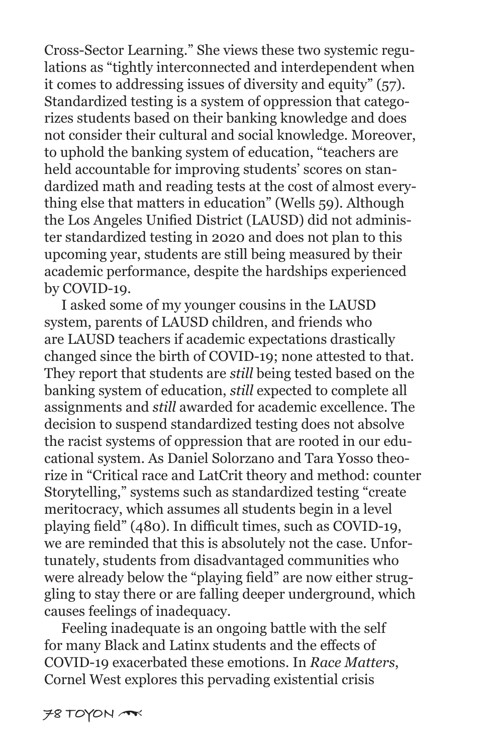Cross-Sector Learning." She views these two systemic regulations as "tightly interconnected and interdependent when it comes to addressing issues of diversity and equity" (57). Standardized testing is a system of oppression that categorizes students based on their banking knowledge and does not consider their cultural and social knowledge. Moreover, to uphold the banking system of education, "teachers are held accountable for improving students' scores on standardized math and reading tests at the cost of almost everything else that matters in education" (Wells 59). Although the Los Angeles Unified District (LAUSD) did not administer standardized testing in 2020 and does not plan to this upcoming year, students are still being measured by their academic performance, despite the hardships experienced by COVID-19.

I asked some of my younger cousins in the LAUSD system, parents of LAUSD children, and friends who are LAUSD teachers if academic expectations drastically changed since the birth of COVID-19; none attested to that. They report that students are *still* being tested based on the banking system of education, *still* expected to complete all assignments and *still* awarded for academic excellence. The decision to suspend standardized testing does not absolve the racist systems of oppression that are rooted in our educational system. As Daniel Solorzano and Tara Yosso theorize in "Critical race and LatCrit theory and method: counter Storytelling," systems such as standardized testing "create meritocracy, which assumes all students begin in a level playing field" (480). In difficult times, such as COVID-19, we are reminded that this is absolutely not the case. Unfortunately, students from disadvantaged communities who were already below the "playing field" are now either struggling to stay there or are falling deeper underground, which causes feelings of inadequacy.

Feeling inadequate is an ongoing battle with the self for many Black and Latinx students and the effects of COVID-19 exacerbated these emotions. In *Race Matters*, Cornel West explores this pervading existential crisis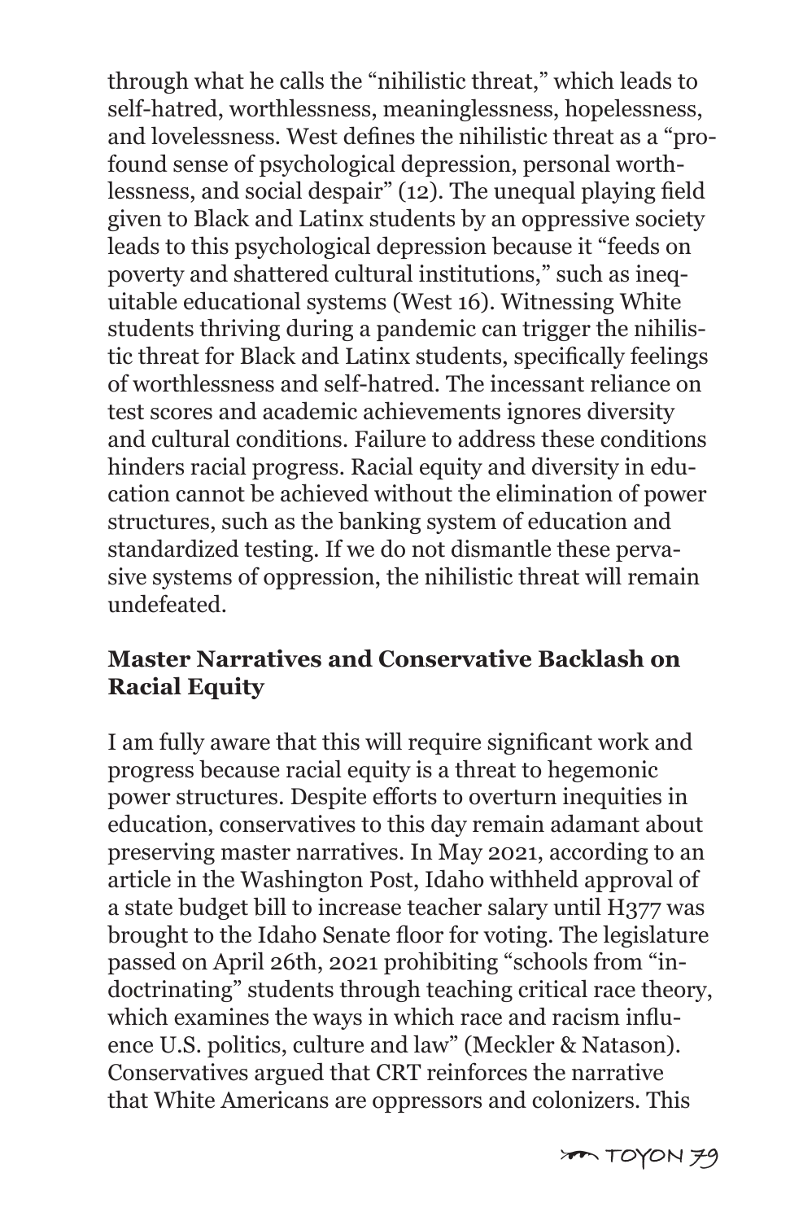through what he calls the "nihilistic threat," which leads to self-hatred, worthlessness, meaninglessness, hopelessness, and lovelessness. West defines the nihilistic threat as a "profound sense of psychological depression, personal worthlessness, and social despair" (12). The unequal playing field given to Black and Latinx students by an oppressive society leads to this psychological depression because it "feeds on poverty and shattered cultural institutions," such as inequitable educational systems (West 16). Witnessing White students thriving during a pandemic can trigger the nihilistic threat for Black and Latinx students, specifically feelings of worthlessness and self-hatred. The incessant reliance on test scores and academic achievements ignores diversity and cultural conditions. Failure to address these conditions hinders racial progress. Racial equity and diversity in education cannot be achieved without the elimination of power structures, such as the banking system of education and standardized testing. If we do not dismantle these pervasive systems of oppression, the nihilistic threat will remain undefeated.

## Master Narratives and Conservative Backlash on Racial Equity

I am fully aware that this will require significant work and progress because racial equity is a threat to hegemonic power structures. Despite efforts to overturn inequities in education, conservatives to this day remain adamant about preserving master narratives. In May 2021, according to an article in the Washington Post, Idaho withheld approval of a state budget bill to increase teacher salary until H377 was brought to the Idaho Senate floor for voting. The legislature passed on April 26th, 2021 prohibiting "schools from "indoctrinating" students through teaching critical race theory, which examines the ways in which race and racism influence U.S. politics, culture and law" (Meckler & Natason). Conservatives argued that CRT reinforces the narrative that White Americans are oppressors and colonizers. This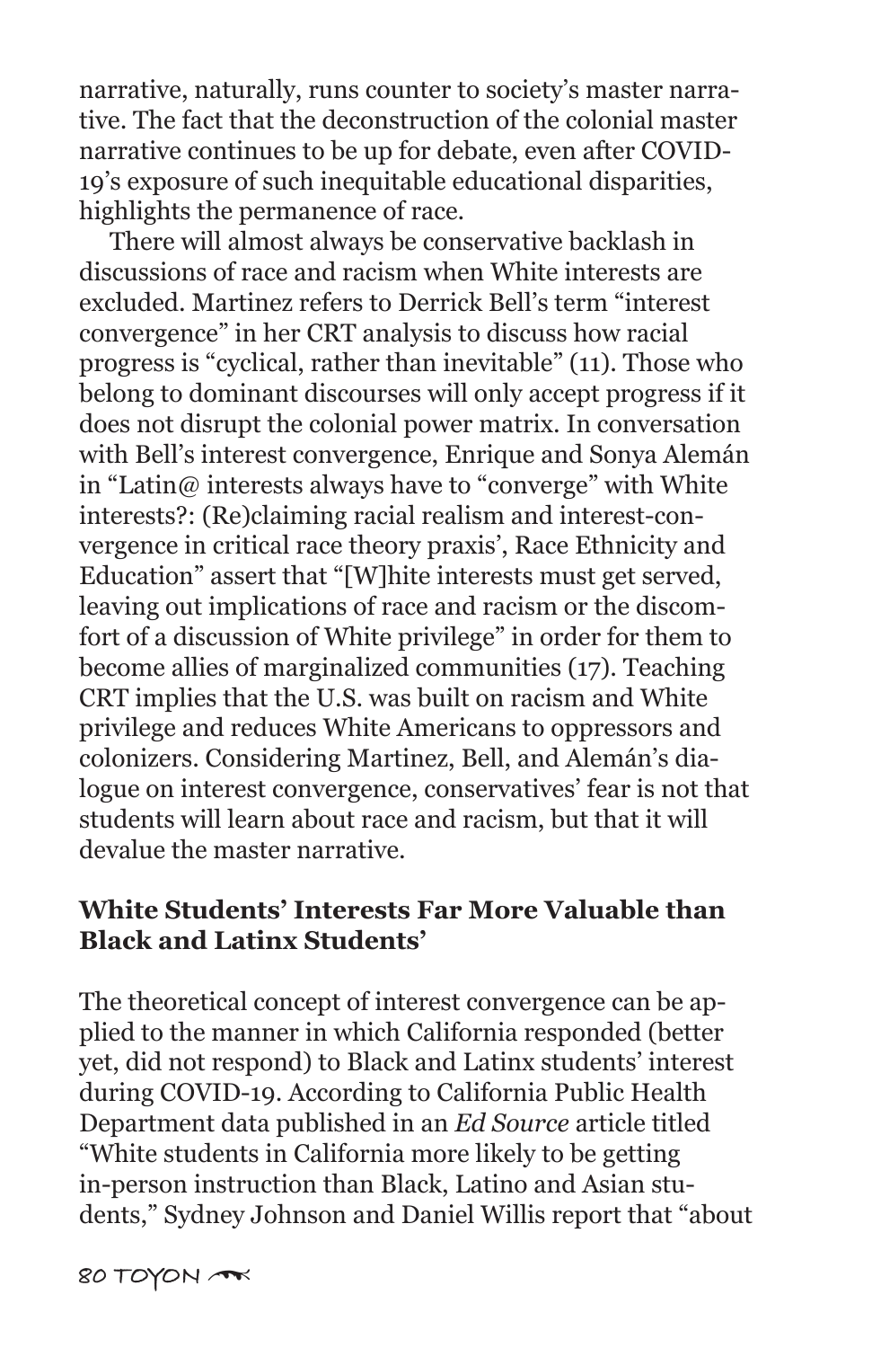narrative, naturally, runs counter to society's master narrative. The fact that the deconstruction of the colonial master narrative continues to be up for debate, even after COVID-19's exposure of such inequitable educational disparities, highlights the permanence of race.

There will almost always be conservative backlash in discussions of race and racism when White interests are excluded. Martinez refers to Derrick Bell's term "interest convergence" in her CRT analysis to discuss how racial progress is "cyclical, rather than inevitable" (11). Those who belong to dominant discourses will only accept progress if it does not disrupt the colonial power matrix. In conversation with Bell's interest convergence, Enrique and Sonya Alemán in "Latin@ interests always have to "converge" with White interests?: (Re)claiming racial realism and interest-convergence in critical race theory praxis', Race Ethnicity and Education" assert that "[W]hite interests must get served, leaving out implications of race and racism or the discomfort of a discussion of White privilege" in order for them to become allies of marginalized communities (17). Teaching CRT implies that the U.S. was built on racism and White privilege and reduces White Americans to oppressors and colonizers. Considering Martinez, Bell, and Alemán's dialogue on interest convergence, conservatives' fear is not that students will learn about race and racism, but that it will devalue the master narrative.

## White Students' Interests Far More Valuable than Black and Latinx Students'

The theoretical concept of interest convergence can be applied to the manner in which California responded (better yet, did not respond) to Black and Latinx students' interest during COVID-19. According to California Public Health Department data published in an *Ed Source* article titled "White students in California more likely to be getting in-person instruction than Black, Latino and Asian students," Sydney Johnson and Daniel Willis report that "about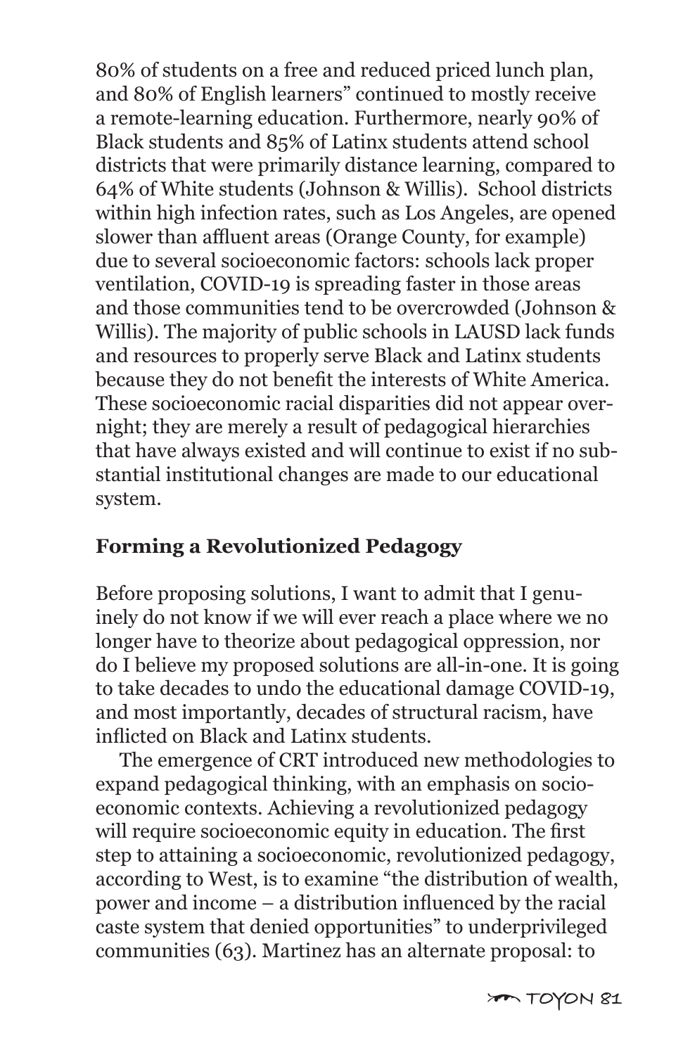80% of students on a free and reduced priced lunch plan, and 80% of English learners" continued to mostly receive a remote-learning education. Furthermore, nearly 90% of Black students and 85% of Latinx students attend school districts that were primarily distance learning, compared to 64% of White students (Johnson & Willis). School districts within high infection rates, such as Los Angeles, are opened slower than affluent areas (Orange County, for example) due to several socioeconomic factors: schools lack proper ventilation, COVID-19 is spreading faster in those areas and those communities tend to be overcrowded (Johnson & Willis). The majority of public schools in LAUSD lack funds and resources to properly serve Black and Latinx students because they do not benefit the interests of White America. These socioeconomic racial disparities did not appear overnight; they are merely a result of pedagogical hierarchies that have always existed and will continue to exist if no substantial institutional changes are made to our educational system.

## Forming a Revolutionized Pedagogy

Before proposing solutions, I want to admit that I genuinely do not know if we will ever reach a place where we no longer have to theorize about pedagogical oppression, nor do I believe my proposed solutions are all-in-one. It is going to take decades to undo the educational damage COVID-19, and most importantly, decades of structural racism, have inflicted on Black and Latinx students.

The emergence of CRT introduced new methodologies to expand pedagogical thinking, with an emphasis on socioeconomic contexts. Achieving a revolutionized pedagogy will require socioeconomic equity in education. The first step to attaining a socioeconomic, revolutionized pedagogy, according to West, is to examine "the distribution of wealth, power and income – a distribution influenced by the racial caste system that denied opportunities" to underprivileged communities (63). Martinez has an alternate proposal: to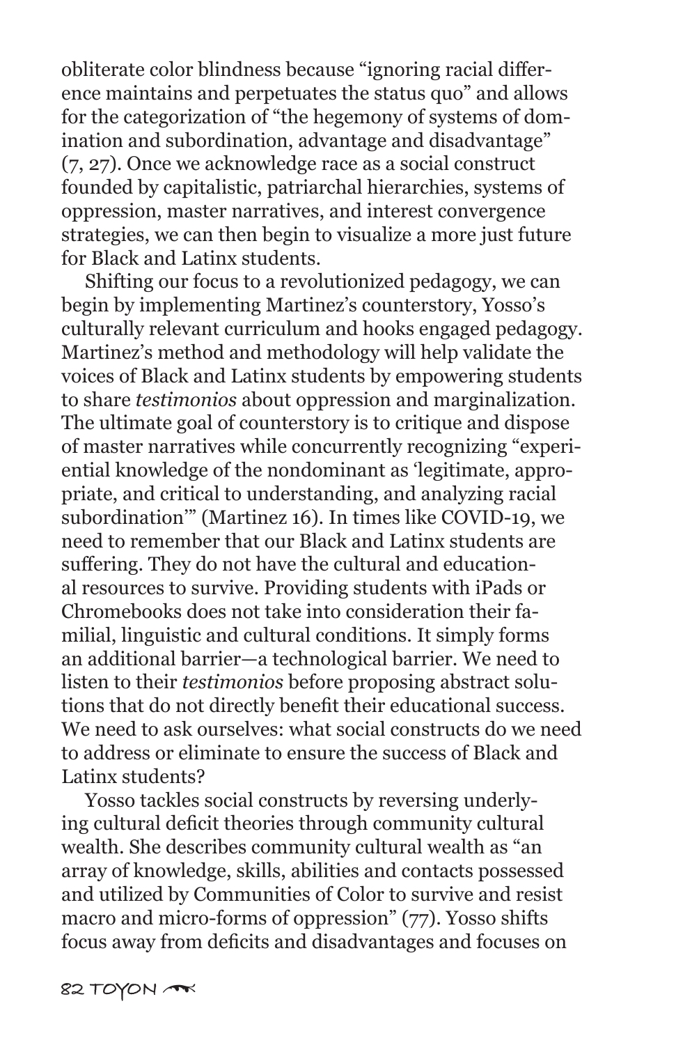obliterate color blindness because "ignoring racial difference maintains and perpetuates the status quo" and allows for the categorization of "the hegemony of systems of domination and subordination, advantage and disadvantage" (7, 27). Once we acknowledge race as a social construct founded by capitalistic, patriarchal hierarchies, systems of oppression, master narratives, and interest convergence strategies, we can then begin to visualize a more just future for Black and Latinx students.

Shifting our focus to a revolutionized pedagogy, we can begin by implementing Martinez's counterstory, Yosso's culturally relevant curriculum and hooks engaged pedagogy. Martinez's method and methodology will help validate the voices of Black and Latinx students by empowering students to share *testimonios* about oppression and marginalization. The ultimate goal of counterstory is to critique and dispose of master narratives while concurrently recognizing "experiential knowledge of the nondominant as 'legitimate, appropriate, and critical to understanding, and analyzing racial subordination'" (Martinez 16). In times like COVID-19, we need to remember that our Black and Latinx students are suffering. They do not have the cultural and educational resources to survive. Providing students with iPads or Chromebooks does not take into consideration their familial, linguistic and cultural conditions. It simply forms an additional barrier—a technological barrier. We need to listen to their *testimonios* before proposing abstract solutions that do not directly benefit their educational success. We need to ask ourselves: what social constructs do we need to address or eliminate to ensure the success of Black and Latinx students?

Yosso tackles social constructs by reversing underlying cultural deficit theories through community cultural wealth. She describes community cultural wealth as "an array of knowledge, skills, abilities and contacts possessed and utilized by Communities of Color to survive and resist macro and micro-forms of oppression" (77). Yosso shifts focus away from deficits and disadvantages and focuses on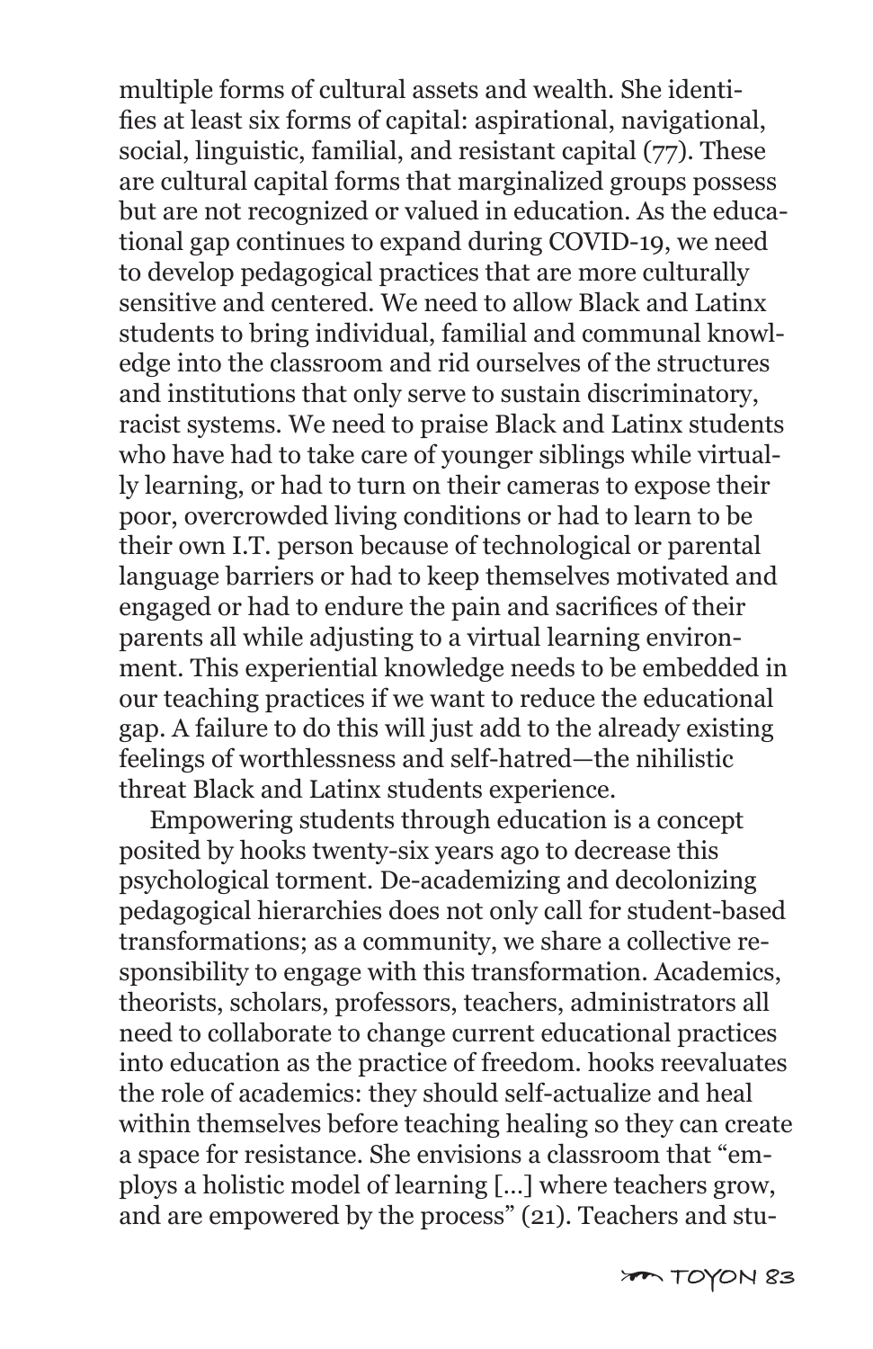multiple forms of cultural assets and wealth. She identifies at least six forms of capital: aspirational, navigational, social, linguistic, familial, and resistant capital (77). These are cultural capital forms that marginalized groups possess but are not recognized or valued in education. As the educational gap continues to expand during COVID-19, we need to develop pedagogical practices that are more culturally sensitive and centered. We need to allow Black and Latinx students to bring individual, familial and communal knowledge into the classroom and rid ourselves of the structures and institutions that only serve to sustain discriminatory, racist systems. We need to praise Black and Latinx students who have had to take care of younger siblings while virtually learning, or had to turn on their cameras to expose their poor, overcrowded living conditions or had to learn to be their own I.T. person because of technological or parental language barriers or had to keep themselves motivated and engaged or had to endure the pain and sacrifices of their parents all while adjusting to a virtual learning environment. This experiential knowledge needs to be embedded in our teaching practices if we want to reduce the educational gap. A failure to do this will just add to the already existing feelings of worthlessness and self-hatred—the nihilistic threat Black and Latinx students experience.

Empowering students through education is a concept posited by hooks twenty-six years ago to decrease this psychological torment. De-academizing and decolonizing pedagogical hierarchies does not only call for student-based transformations; as a community, we share a collective responsibility to engage with this transformation. Academics, theorists, scholars, professors, teachers, administrators all need to collaborate to change current educational practices into education as the practice of freedom. hooks reevaluates the role of academics: they should self-actualize and heal within themselves before teaching healing so they can create a space for resistance. She envisions a classroom that "employs a holistic model of learning [...] where teachers grow, and are empowered by the process" (21). Teachers and stu-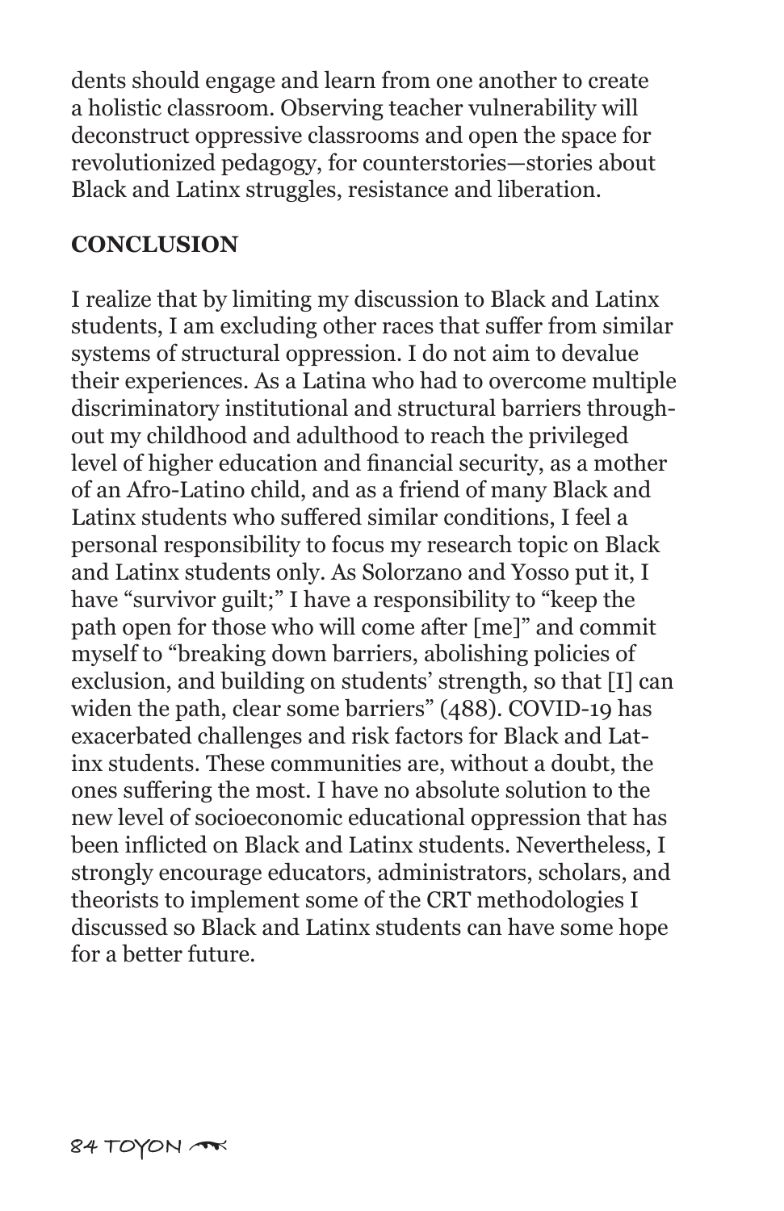dents should engage and learn from one another to create a holistic classroom. Observing teacher vulnerability will deconstruct oppressive classrooms and open the space for revolutionized pedagogy, for counterstories—stories about Black and Latinx struggles, resistance and liberation.

## CONCLUSION

I realize that by limiting my discussion to Black and Latinx students, I am excluding other races that suffer from similar systems of structural oppression. I do not aim to devalue their experiences. As a Latina who had to overcome multiple discriminatory institutional and structural barriers throughout my childhood and adulthood to reach the privileged level of higher education and financial security, as a mother of an Afro-Latino child, and as a friend of many Black and Latinx students who suffered similar conditions, I feel a personal responsibility to focus my research topic on Black and Latinx students only. As Solorzano and Yosso put it, I have "survivor guilt;" I have a responsibility to "keep the path open for those who will come after [me]" and commit myself to "breaking down barriers, abolishing policies of exclusion, and building on students' strength, so that [I] can widen the path, clear some barriers" (488). COVID-19 has exacerbated challenges and risk factors for Black and Latinx students. These communities are, without a doubt, the ones suffering the most. I have no absolute solution to the new level of socioeconomic educational oppression that has been inflicted on Black and Latinx students. Nevertheless, I strongly encourage educators, administrators, scholars, and theorists to implement some of the CRT methodologies I discussed so Black and Latinx students can have some hope for a better future.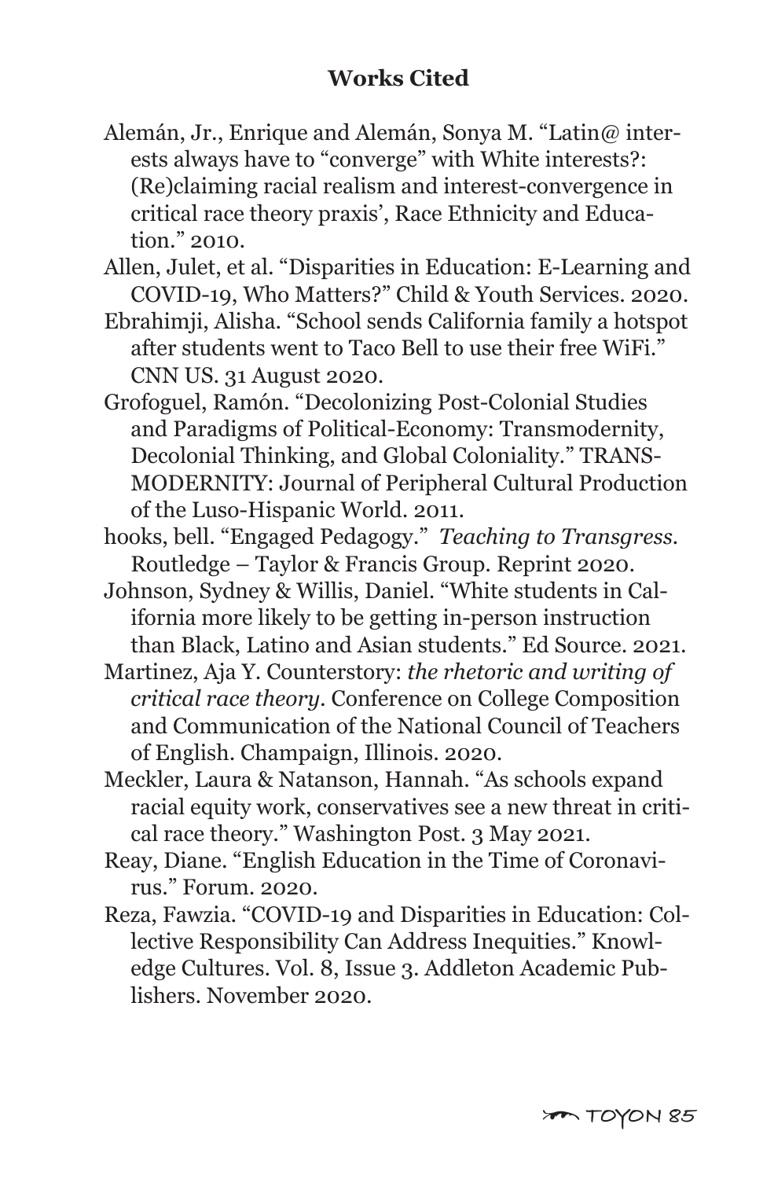## Works Cited

Alemán, Jr., Enrique and Alemán, Sonya M. "Latin@ interests always have to "converge" with White interests?: (Re)claiming racial realism and interest-convergence in critical race theory praxis', Race Ethnicity and Education." 2010.

Allen, Julet, et al. "Disparities in Education: E-Learning and COVID-19, Who Matters?" Child & Youth Services. 2020.

Ebrahimji, Alisha. "School sends California family a hotspot after students went to Taco Bell to use their free WiFi." CNN US. 31 August 2020.

Grofoguel, Ramón. "Decolonizing Post-Colonial Studies and Paradigms of Political-Economy: Transmodernity, Decolonial Thinking, and Global Coloniality." TRANSMODERNITY: Journal of Peripheral Cultural Production of the Luso-Hispanic World. 2011.

hooks, bell. "Engaged Pedagogy." *Teaching to Transgress.* Routledge – Taylor & Francis Group. Reprint 2020.

Johnson, Sydney & Willis, Daniel. "White students in California more likely to be getting in-person instruction than Black, Latino and Asian students." Ed Source. 2021.

Martinez, Aja Y. Counterstory: *the rhetoric and writing of critical race theory.* Conference on College Composition and Communication of the National Council of Teachers of English. Champaign, Illinois. 2020.

Meckler, Laura & Natanson, Hannah. "As schools expand racial equity work, conservatives see a new threat in critical race theory." Washington Post. 3 May 2021.

Reay, Diane. "English Education in the Time of Coronavirus." Forum. 2020.

Reza, Fawzia. "COVID-19 and Disparities in Education: Collective Responsibility Can Address Inequities." Knowledge Cultures. Vol. 8, Issue 3. Addleton Academic Publishers. November 2020.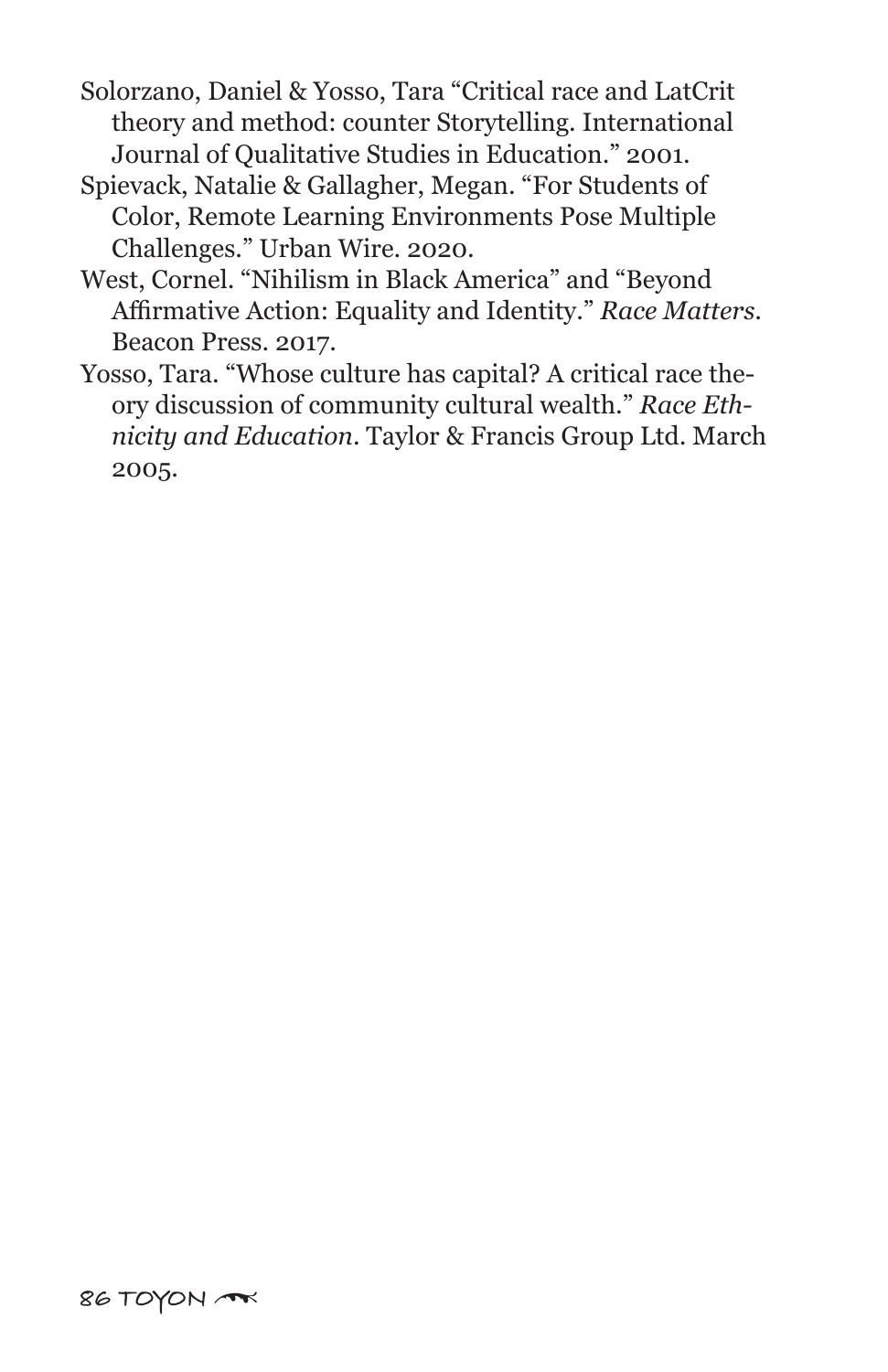Solorzano, Daniel & Yosso, Tara "Critical race and LatCrit theory and method: counter Storytelling. International Journal of Qualitative Studies in Education." 2001.

Spievack, Natalie & Gallagher, Megan. "For Students of Color, Remote Learning Environments Pose Multiple Challenges." Urban Wire. 2020.

West, Cornel. "Nihilism in Black America" and "Beyond Affirmative Action: Equality and Identity." *Race Matters*. Beacon Press. 2017.

Yosso, Tara. "Whose culture has capital? A critical race theory discussion of community cultural wealth." *Race Ethnicity and Education*. Taylor & Francis Group Ltd. March 2005.